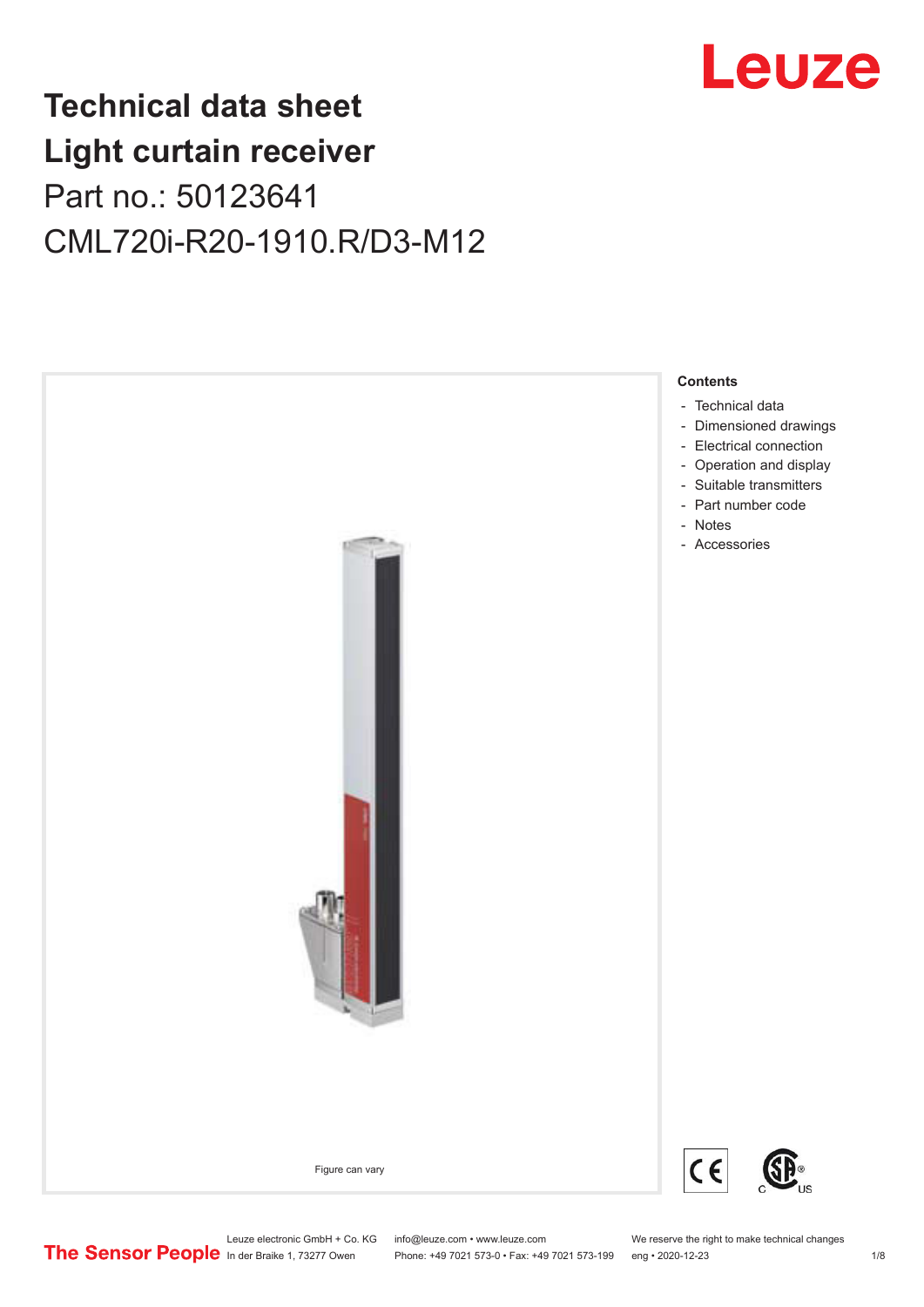# Technical data sheet
# Light curtain receiver
## Part no.: 50123641
## CML720i-R20-1910.R/D3-M12

Figure can vary

**Contents**

- Technical data
- Dimensioned drawings
- Electrical connection
- Operation and display
- Suitable transmitters
- Part number code
- Notes
- Accessories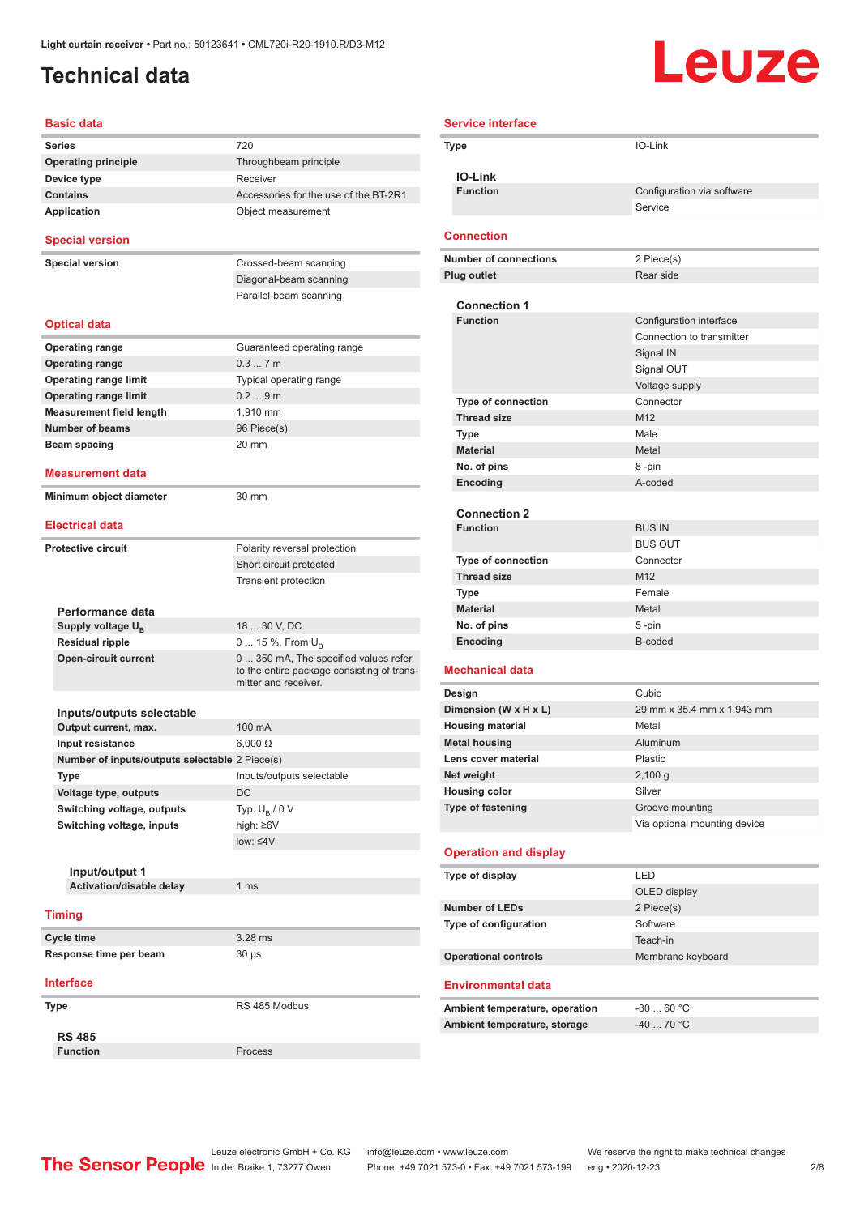Light curtain receiver • Part no.: 50123641 • CML720i-R20-1910.R/D3-M12

# Technical data

## Basic data

| | |
|---|---|
| Series | 720 |
| Operating principle | Throughbeam principle |
| Device type | Receiver |
| Contains | Accessories for the use of the BT-2R1 |
| Application | Object measurement |

## Special version

| | |
|---|---|
| Special version | Crossed-beam scanning |
| | Diagonal-beam scanning |
| | Parallel-beam scanning |

## Optical data

| | |
|---|---|
| Operating range | Guaranteed operating range |
| Operating range | 0.3 ... 7 m |
| Operating range limit | Typical operating range |
| Operating range limit | 0.2 ... 9 m |
| Measurement field length | 1,910 mm |
| Number of beams | 96 Piece(s) |
| Beam spacing | 20 mm |

## Measurement data

| | |
|---|---|
| Minimum object diameter | 30 mm |

## Electrical data

| | |
|---|---|
| Protective circuit | Polarity reversal protection |
| | Short circuit protected |
| | Transient protection |

### Performance data

| | |
|---|---|
| Supply voltage $U_B$ | 18 ... 30 V, DC |
| Residual ripple | 0 ... 15 %, From $U_B$ |
| Open-circuit current | 0 ... 350 mA, The specified values refer to the entire package consisting of transmitter and receiver. |

### Inputs/outputs selectable

| | |
|---|---|
| Output current, max. | 100 mA |
| Input resistance | 6,000 Ω |
| Number of inputs/outputs selectable | 2 Piece(s) |
| Type | Inputs/outputs selectable |
| Voltage type, outputs | DC |
| Switching voltage, outputs | Typ. $U_B$ / 0 V |
| Switching voltage, inputs | high: ≥6V |
| | low: ≤4V |

#### Input/output 1

| | |
|---|---|
| Activation/disable delay | 1 ms |

## Timing

| | |
|---|---|
| Cycle time | 3.28 ms |
| Response time per beam | 30 µs |

## Interface

| | |
|---|---|
| Type | RS 485 Modbus |

### RS 485

| | |
|---|---|
| Function | Process |

## Service interface

| | |
|---|---|
| Type | IO-Link |

### IO-Link

| | |
|---|---|
| Function | Configuration via software |
| | Service |

## Connection

| | |
|---|---|
| Number of connections | 2 Piece(s) |
| Plug outlet | Rear side |

### Connection 1

| | |
|---|---|
| Function | Configuration interface |
| | Connection to transmitter |
| | Signal IN |
| | Signal OUT |
| | Voltage supply |
| Type of connection | Connector |
| Thread size | M12 |
| Type | Male |
| Material | Metal |
| No. of pins | 8 -pin |
| Encoding | A-coded |

### Connection 2

| | |
|---|---|
| Function | BUS IN |
| | BUS OUT |
| Type of connection | Connector |
| Thread size | M12 |
| Type | Female |
| Material | Metal |
| No. of pins | 5 -pin |
| Encoding | B-coded |

## Mechanical data

| | |
|---|---|
| Design | Cubic |
| Dimension (W x H x L) | 29 mm x 35.4 mm x 1,943 mm |
| Housing material | Metal |
| Metal housing | Aluminum |
| Lens cover material | Plastic |
| Net weight | 2,100 g |
| Housing color | Silver |
| Type of fastening | Groove mounting |
| | Via optional mounting device |

## Operation and display

| | |
|---|---|
| Type of display | LED |
| | OLED display |
| Number of LEDs | 2 Piece(s) |
| Type of configuration | Software |
| | Teach-in |
| Operational controls | Membrane keyboard |

## Environmental data

| | |
|---|---|
| Ambient temperature, operation | -30 ... 60 °C |
| Ambient temperature, storage | -40 ... 70 °C |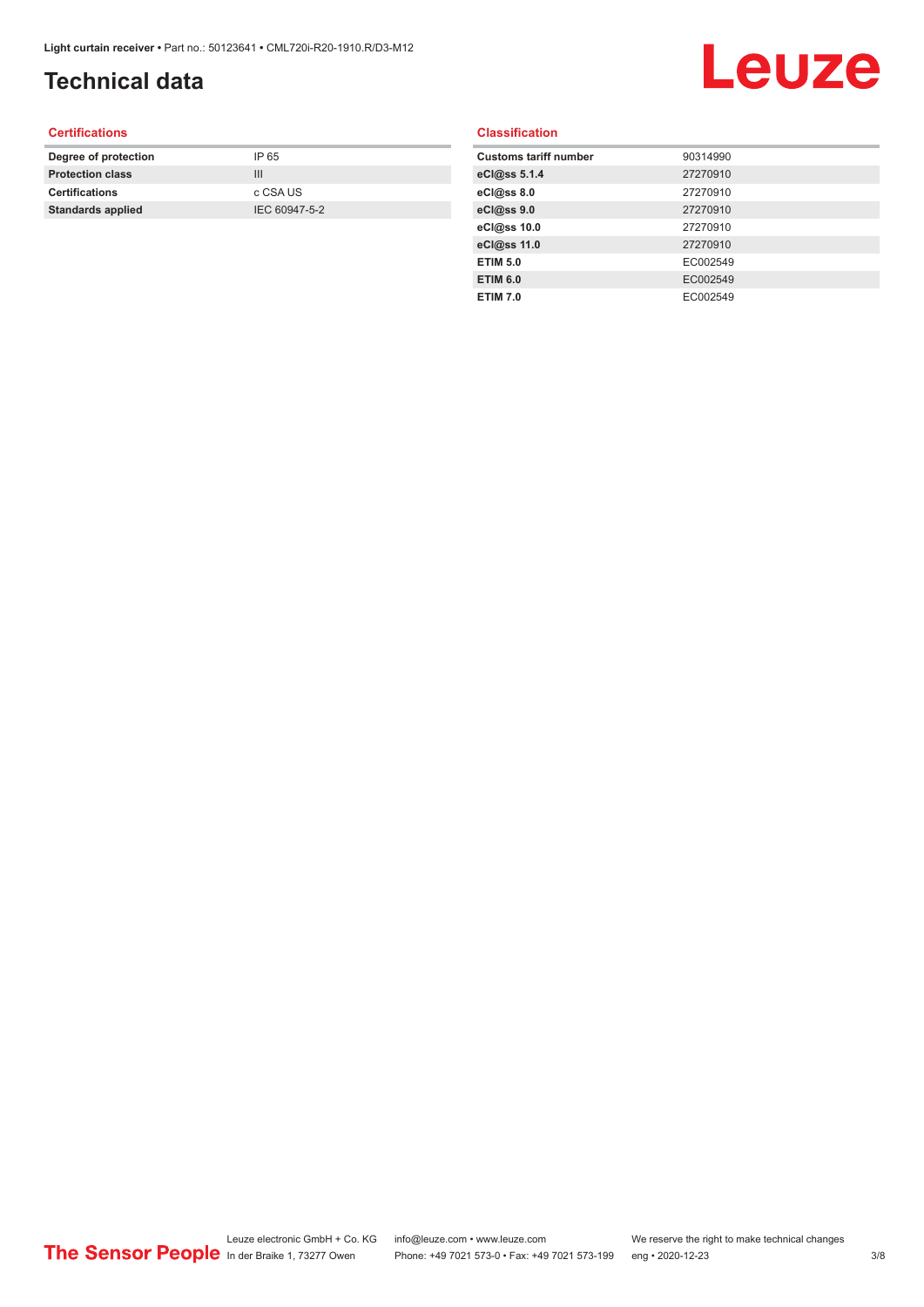# Technical data

## Certifications

| | |
|---|---|
| **Degree of protection** | IP 65 |
| **Protection class** | III |
| **Certifications** | c CSA US |
| **Standards applied** | IEC 60947-5-2 |

## Classification

| | |
|---|---|
| **Customs tariff number** | 90314990 |
| **eCl@ss 5.1.4** | 27270910 |
| **eCl@ss 8.0** | 27270910 |
| **eCl@ss 9.0** | 27270910 |
| **eCl@ss 10.0** | 27270910 |
| **eCl@ss 11.0** | 27270910 |
| **ETIM 5.0** | EC002549 |
| **ETIM 6.0** | EC002549 |
| **ETIM 7.0** | EC002549 |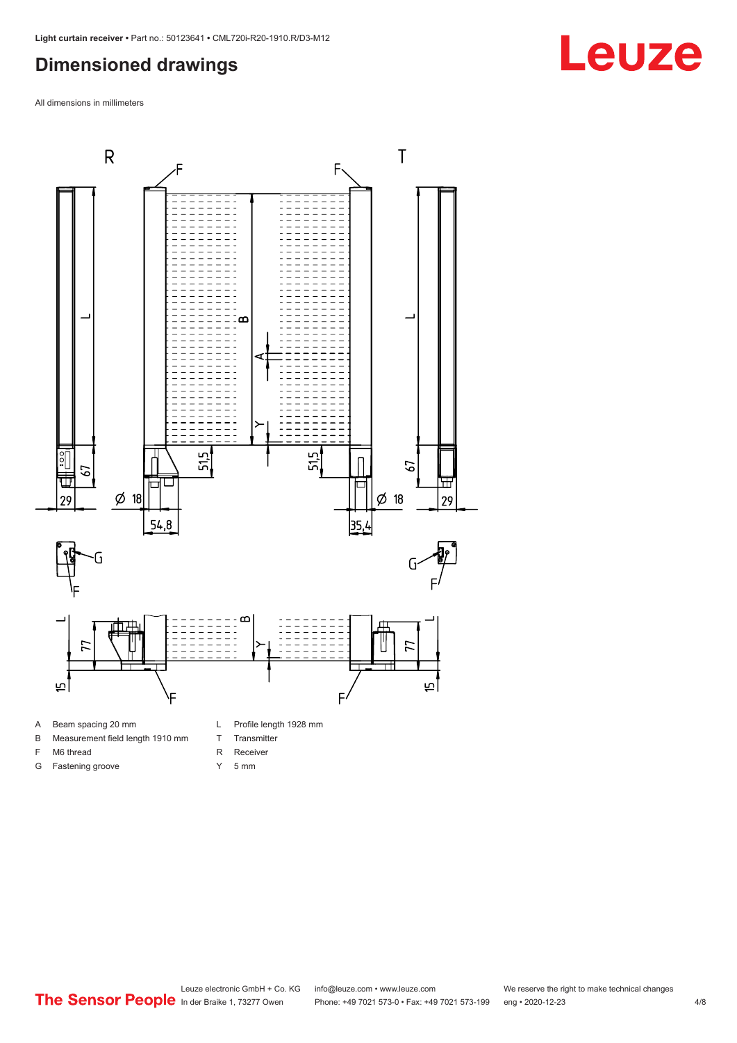## Dimensioned drawings

All dimensions in millimeters

A Beam spacing 20 mm
B Measurement field length 1910 mm
F M6 thread
G Fastening groove
L Profile length 1928 mm
T Transmitter
R Receiver
Y 5 mm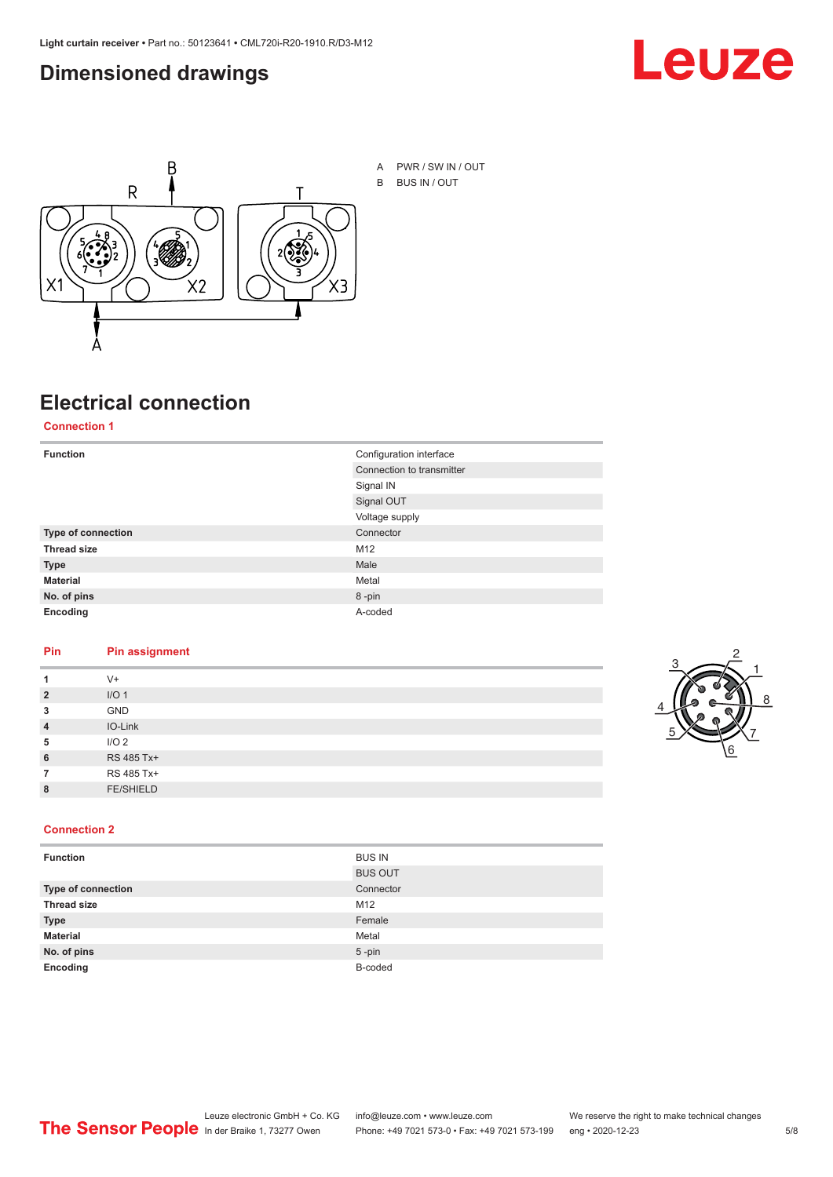# Dimensioned drawings

A PWR / SW IN / OUT
B BUS IN / OUT

# Electrical connection

## Connection 1

| Function | Configuration interface |
|---|---|
| | Connection to transmitter |
| | Signal IN |
| | Signal OUT |
| | Voltage supply |
| **Type of connection** | Connector |
| **Thread size** | M12 |
| **Type** | Male |
| **Material** | Metal |
| **No. of pins** | 8 -pin |
| **Encoding** | A-coded |

| Pin | Pin assignment |
|---|---|
| **1** | V+ |
| **2** | I/O 1 |
| **3** | GND |
| **4** | IO-Link |
| **5** | I/O 2 |
| **6** | RS 485 Tx+ |
| **7** | RS 485 Tx+ |
| **8** | FE/SHIELD |

## Connection 2

| Function | BUS IN |
|---|---|
| | BUS OUT |
| **Type of connection** | Connector |
| **Thread size** | M12 |
| **Type** | Female |
| **Material** | Metal |
| **No. of pins** | 5 -pin |
| **Encoding** | B-coded |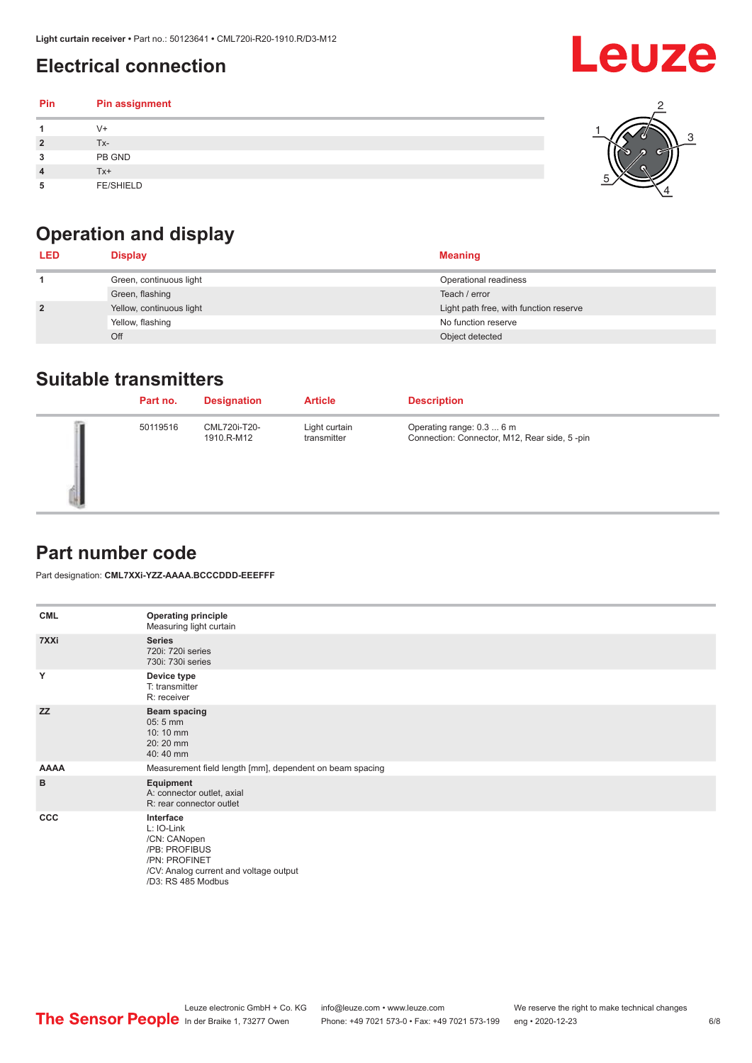## Electrical connection

| Pin | Pin assignment |
|---|---|
| 1 | V+ |
| 2 | Tx- |
| 3 | PB GND |
| 4 | Tx+ |
| 5 | FE/SHIELD |

## Operation and display

| LED | Display | Meaning |
|---|---|---|
| 1 | Green, continuous light | Operational readiness |
| | Green, flashing | Teach / error |
| 2 | Yellow, continuous light | Light path free, with function reserve |
| | Yellow, flashing | No function reserve |
| | Off | Object detected |

## Suitable transmitters

| | Part no. | Designation | Article | Description |
|---|---|---|---|---|
| | 50119516 | CML720i-T20-1910.R-M12 | Light curtain transmitter | Operating range: 0.3 ... 6 m<br>Connection: Connector, M12, Rear side, 5 -pin |

## Part number code

Part designation: **CML7XXi-YZZ-AAAA.BCCCDDD-EEEFFF**

| | |
|---|---|
| **CML** | **Operating principle**<br>Measuring light curtain |
| **7XXi** | **Series**<br>720i: 720i series<br>730i: 730i series |
| **Y** | **Device type**<br>T: transmitter<br>R: receiver |
| **ZZ** | **Beam spacing**<br>05: 5 mm<br>10: 10 mm<br>20: 20 mm<br>40: 40 mm |
| **AAAA** | Measurement field length [mm], dependent on beam spacing |
| **B** | **Equipment**<br>A: connector outlet, axial<br>R: rear connector outlet |
| **CCC** | **Interface**<br>L: IO-Link<br>/CN: CANopen<br>/PB: PROFIBUS<br>/PN: PROFINET<br>/CV: Analog current and voltage output<br>/D3: RS 485 Modbus |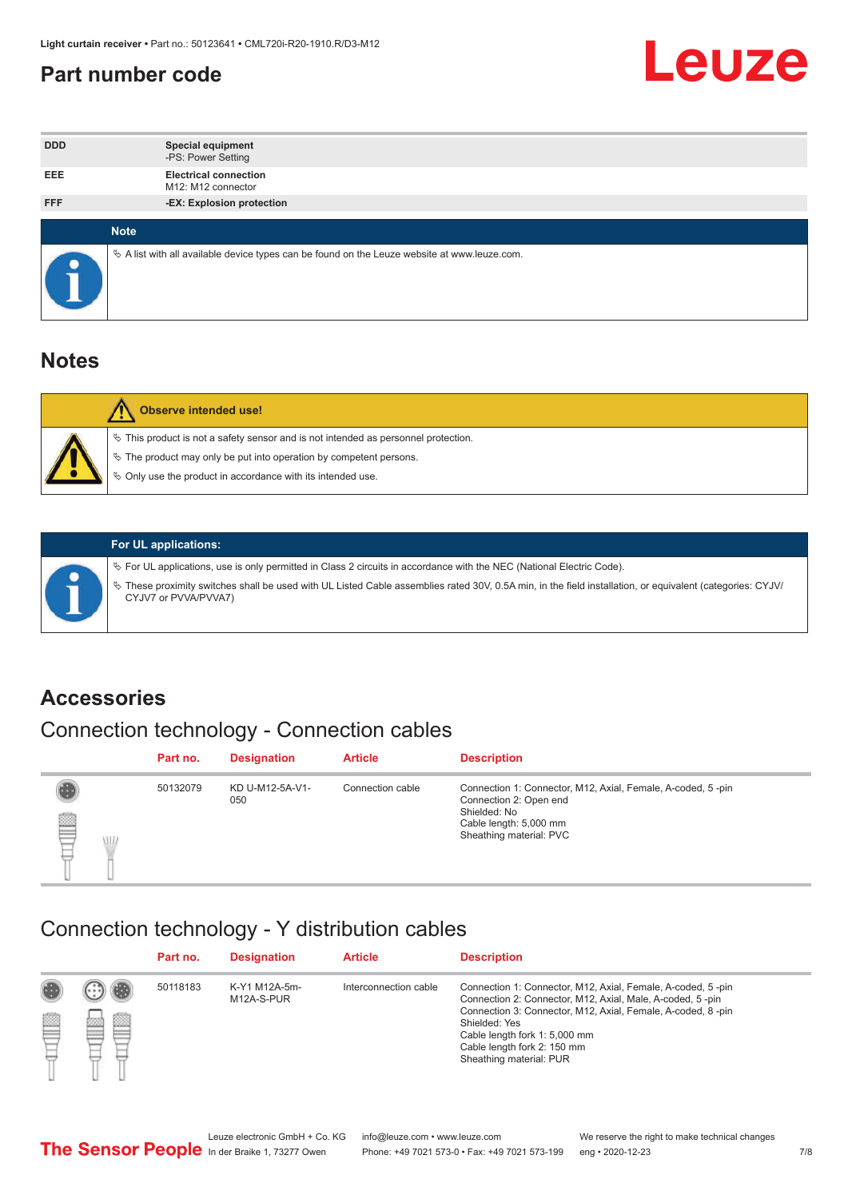## Part number code

| | |
|---|---|
| DDD | **Special equipment**<br>-PS: Power Setting |
| EEE | **Electrical connection**<br>M12: M12 connector |
| FFF | **-EX: Explosion protection** |

**Note**

- A list with all available device types can be found on the Leuze website at www.leuze.com.

## Notes

**Observe intended use!**

- This product is not a safety sensor and is not intended as personnel protection.
- The product may only be put into operation by competent persons.
- Only use the product in accordance with its intended use.

**For UL applications:**

- For UL applications, use is only permitted in Class 2 circuits in accordance with the NEC (National Electric Code).
- These proximity switches shall be used with UL Listed Cable assemblies rated 30V, 0.5A min, in the field installation, or equivalent (categories: CYJV/CYJV7 or PVVA/PVVA7)

## Accessories

### Connection technology - Connection cables

| Part no. | Designation | Article | Description |
|---|---|---|---|
| 50132079 | KD U-M12-5A-V1-050 | Connection cable | Connection 1: Connector, M12, Axial, Female, A-coded, 5 -pin<br>Connection 2: Open end<br>Shielded: No<br>Cable length: 5,000 mm<br>Sheathing material: PVC |

### Connection technology - Y distribution cables

| Part no. | Designation | Article | Description |
|---|---|---|---|
| 50118183 | K-Y1 M12A-5m-M12A-S-PUR | Interconnection cable | Connection 1: Connector, M12, Axial, Female, A-coded, 5 -pin<br>Connection 2: Connector, M12, Axial, Male, A-coded, 5 -pin<br>Connection 3: Connector, M12, Axial, Female, A-coded, 8 -pin<br>Shielded: Yes<br>Cable length fork 1: 5,000 mm<br>Cable length fork 2: 150 mm<br>Sheathing material: PUR |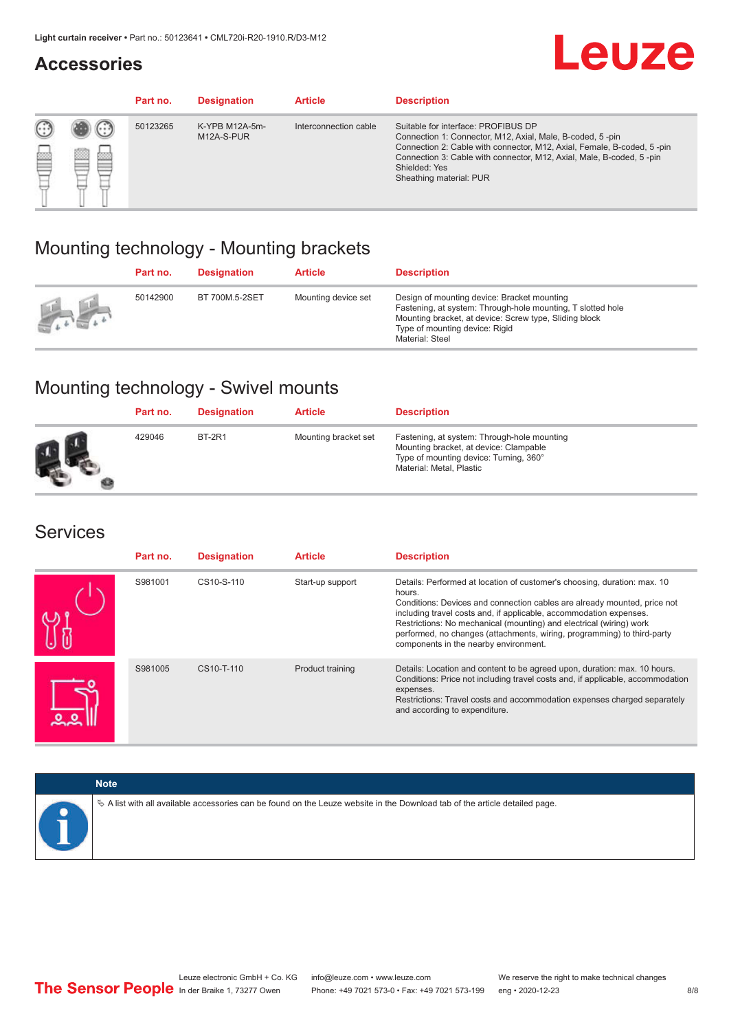## Accessories

| Part no. | Designation | Article | Description |
| --- | --- | --- | --- |
| 50123265 | K-YPB M12A-5m-M12A-S-PUR | Interconnection cable | Suitable for interface: PROFIBUS DP<br>Connection 1: Connector, M12, Axial, Male, B-coded, 5 -pin<br>Connection 2: Cable with connector, M12, Axial, Female, B-coded, 5 -pin<br>Connection 3: Cable with connector, M12, Axial, Male, B-coded, 5 -pin<br>Shielded: Yes<br>Sheathing material: PUR |

## Mounting technology - Mounting brackets

| Part no. | Designation | Article | Description |
| --- | --- | --- | --- |
| 50142900 | BT 700M.5-2SET | Mounting device set | Design of mounting device: Bracket mounting<br>Fastening, at system: Through-hole mounting, T slotted hole<br>Mounting bracket, at device: Screw type, Sliding block<br>Type of mounting device: Rigid<br>Material: Steel |

## Mounting technology - Swivel mounts

| Part no. | Designation | Article | Description |
| --- | --- | --- | --- |
| 429046 | BT-2R1 | Mounting bracket set | Fastening, at system: Through-hole mounting<br>Mounting bracket, at device: Clampable<br>Type of mounting device: Turning, 360°<br>Material: Metal, Plastic |

## Services

| Part no. | Designation | Article | Description |
| --- | --- | --- | --- |
| S981001 | CS10-S-110 | Start-up support | Details: Performed at location of customer's choosing, duration: max. 10 hours.<br>Conditions: Devices and connection cables are already mounted, price not including travel costs and, if applicable, accommodation expenses.<br>Restrictions: No mechanical (mounting) and electrical (wiring) work performed, no changes (attachments, wiring, programming) to third-party components in the nearby environment. |
| S981005 | CS10-T-110 | Product training | Details: Location and content to be agreed upon, duration: max. 10 hours.<br>Conditions: Price not including travel costs and, if applicable, accommodation expenses.<br>Restrictions: Travel costs and accommodation expenses charged separately and according to expenditure. |

**Note**

↳ A list with all available accessories can be found on the Leuze website in the Download tab of the article detailed page.